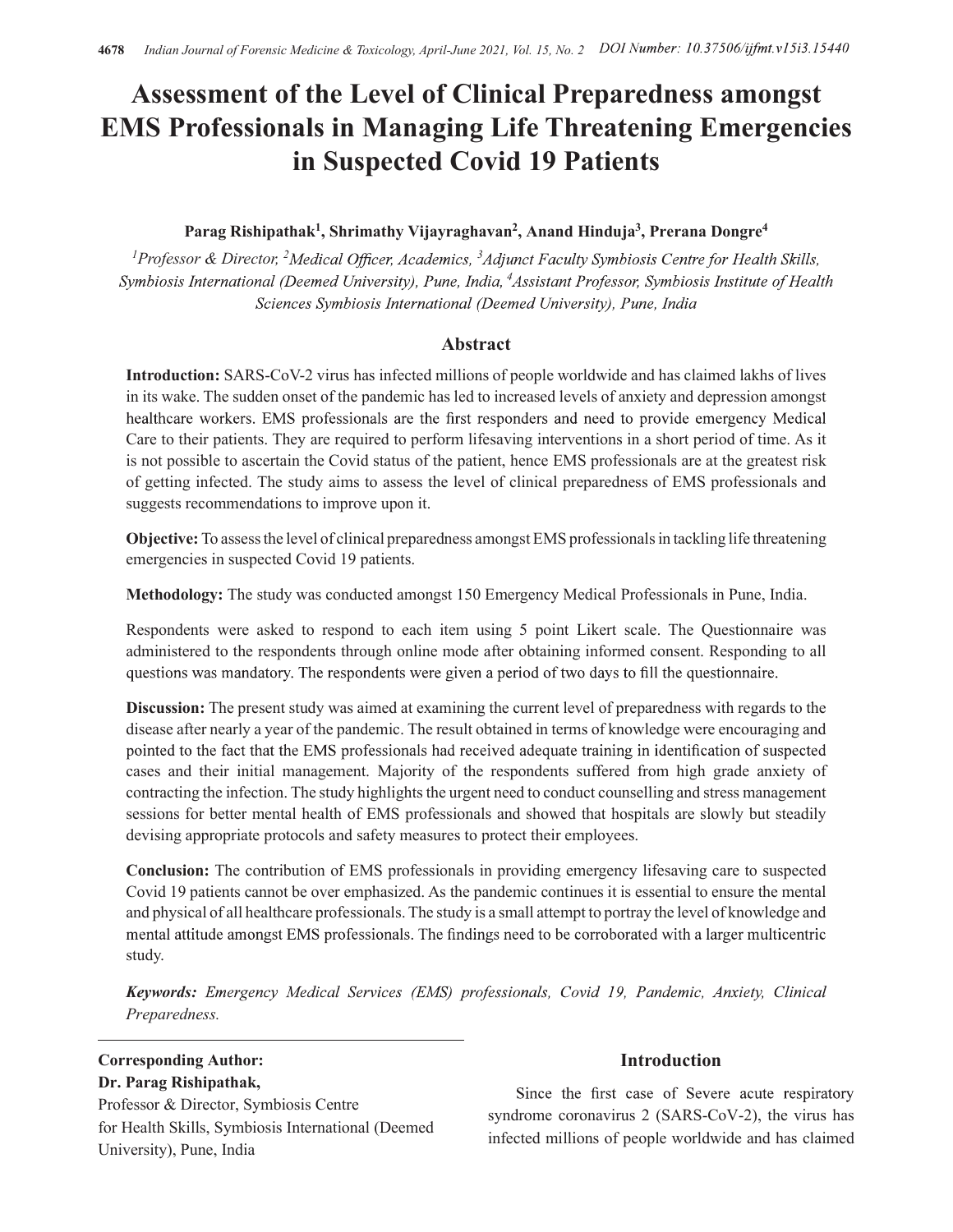# Assessment of the Level of Clinical Preparedness amongst EMS Professionals in Managing Life Threatening Emergencies in Suspected Covid 19 Patients

**Parag Rishipathak[1], Shrimathy Vijayraghavan[2], Anand Hinduja[3], Prerana Dongre[4]**

*[1]Professor & Director, [2]Medical Officer, Academics, [3]Adjunct Faculty Symbiosis Centre for Health Skills, Symbiosis International (Deemed University), Pune, India, [4]Assistant Professor, Symbiosis Institute of Health Sciences Symbiosis International (Deemed University), Pune, India*

## Abstract

**Introduction:** SARS-CoV-2 virus has infected millions of people worldwide and has claimed lakhs of lives in its wake. The sudden onset of the pandemic has led to increased levels of anxiety and depression amongst healthcare workers. EMS professionals are the first responders and need to provide emergency Medical Care to their patients. They are required to perform lifesaving interventions in a short period of time. As it is not possible to ascertain the Covid status of the patient, hence EMS professionals are at the greatest risk of getting infected. The study aims to assess the level of clinical preparedness of EMS professionals and suggests recommendations to improve upon it.

**Objective:** To assess the level of clinical preparedness amongst EMS professionals in tackling life threatening emergencies in suspected Covid 19 patients.

**Methodology:** The study was conducted amongst 150 Emergency Medical Professionals in Pune, India.

Respondents were asked to respond to each item using 5 point Likert scale. The Questionnaire was administered to the respondents through online mode after obtaining informed consent. Responding to all questions was mandatory. The respondents were given a period of two days to fill the questionnaire.

**Discussion:** The present study was aimed at examining the current level of preparedness with regards to the disease after nearly a year of the pandemic. The result obtained in terms of knowledge were encouraging and pointed to the fact that the EMS professionals had received adequate training in identification of suspected cases and their initial management. Majority of the respondents suffered from high grade anxiety of contracting the infection. The study highlights the urgent need to conduct counselling and stress management sessions for better mental health of EMS professionals and showed that hospitals are slowly but steadily devising appropriate protocols and safety measures to protect their employees.

**Conclusion:** The contribution of EMS professionals in providing emergency lifesaving care to suspected Covid 19 patients cannot be over emphasized. As the pandemic continues it is essential to ensure the mental and physical of all healthcare professionals. The study is a small attempt to portray the level of knowledge and mental attitude amongst EMS professionals. The findings need to be corroborated with a larger multicentric study.

***Keywords:** Emergency Medical Services (EMS) professionals, Covid 19, Pandemic, Anxiety, Clinical Preparedness.*

**Corresponding Author:**
**Dr. Parag Rishipathak,**
Professor & Director, Symbiosis Centre for Health Skills, Symbiosis International (Deemed University), Pune, India

## Introduction

Since the first case of Severe acute respiratory syndrome coronavirus 2 (SARS-CoV-2), the virus has infected millions of people worldwide and has claimed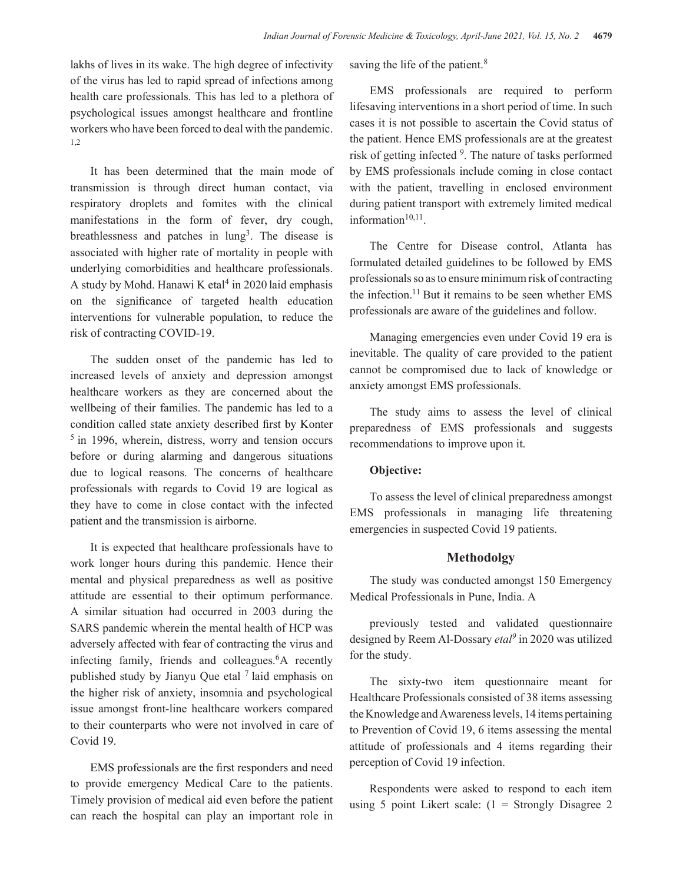lakhs of lives in its wake. The high degree of infectivity of the virus has led to rapid spread of infections among health care professionals. This has led to a plethora of psychological issues amongst healthcare and frontline workers who have been forced to deal with the pandemic. [1,2]

It has been determined that the main mode of transmission is through direct human contact, via respiratory droplets and fomites with the clinical manifestations in the form of fever, dry cough, breathlessness and patches in lung[3]. The disease is associated with higher rate of mortality in people with underlying comorbidities and healthcare professionals. A study by Mohd. Hanawi K etal[4] in 2020 laid emphasis on the significance of targeted health education interventions for vulnerable population, to reduce the risk of contracting COVID-19.

The sudden onset of the pandemic has led to increased levels of anxiety and depression amongst healthcare workers as they are concerned about the wellbeing of their families. The pandemic has led to a condition called state anxiety described first by Konter [5] in 1996, wherein, distress, worry and tension occurs before or during alarming and dangerous situations due to logical reasons. The concerns of healthcare professionals with regards to Covid 19 are logical as they have to come in close contact with the infected patient and the transmission is airborne.

It is expected that healthcare professionals have to work longer hours during this pandemic. Hence their mental and physical preparedness as well as positive attitude are essential to their optimum performance. A similar situation had occurred in 2003 during the SARS pandemic wherein the mental health of HCP was adversely affected with fear of contracting the virus and infecting family, friends and colleagues.[6]A recently published study by Jianyu Que etal [7] laid emphasis on the higher risk of anxiety, insomnia and psychological issue amongst front-line healthcare workers compared to their counterparts who were not involved in care of Covid 19.

EMS professionals are the first responders and need to provide emergency Medical Care to the patients. Timely provision of medical aid even before the patient can reach the hospital can play an important role in saving the life of the patient.[8]

EMS professionals are required to perform lifesaving interventions in a short period of time. In such cases it is not possible to ascertain the Covid status of the patient. Hence EMS professionals are at the greatest risk of getting infected [9]. The nature of tasks performed by EMS professionals include coming in close contact with the patient, travelling in enclosed environment during patient transport with extremely limited medical information[10,11].

The Centre for Disease control, Atlanta has formulated detailed guidelines to be followed by EMS professionals so as to ensure minimum risk of contracting the infection.[11] But it remains to be seen whether EMS professionals are aware of the guidelines and follow.

Managing emergencies even under Covid 19 era is inevitable. The quality of care provided to the patient cannot be compromised due to lack of knowledge or anxiety amongst EMS professionals.

The study aims to assess the level of clinical preparedness of EMS professionals and suggests recommendations to improve upon it.

**Objective:**

To assess the level of clinical preparedness amongst EMS professionals in managing life threatening emergencies in suspected Covid 19 patients.

## Methodolgy

The study was conducted amongst 150 Emergency Medical Professionals in Pune, India. A previously tested and validated questionnaire designed by Reem Al-Dossary *etal*[9] in 2020 was utilized for the study.

The sixty-two item questionnaire meant for Healthcare Professionals consisted of 38 items assessing the Knowledge and Awareness levels, 14 items pertaining to Prevention of Covid 19, 6 items assessing the mental attitude of professionals and 4 items regarding their perception of Covid 19 infection.

Respondents were asked to respond to each item using 5 point Likert scale: (1 = Strongly Disagree 2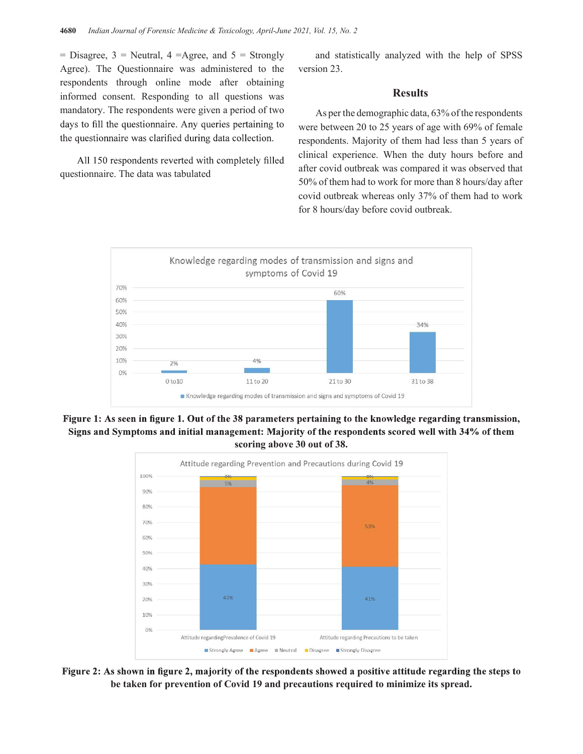= Disagree, 3 = Neutral, 4 =Agree, and 5 = Strongly Agree). The Questionnaire was administered to the respondents through online mode after obtaining informed consent. Responding to all questions was mandatory. The respondents were given a period of two days to fill the questionnaire. Any queries pertaining to the questionnaire was clarified during data collection.

All 150 respondents reverted with completely filled questionnaire. The data was tabulated and statistically analyzed with the help of SPSS version 23.

## Results

As per the demographic data, 63% of the respondents were between 20 to 25 years of age with 69% of female respondents. Majority of them had less than 5 years of clinical experience. When the duty hours before and after covid outbreak was compared it was observed that 50% of them had to work for more than 8 hours/day after covid outbreak whereas only 37% of them had to work for 8 hours/day before covid outbreak.

**Figure 1: As seen in figure 1. Out of the 38 parameters pertaining to the knowledge regarding transmission, Signs and Symptoms and initial management: Majority of the respondents scored well with 34% of them scoring above 30 out of 38.**

**Figure 2: As shown in figure 2, majority of the respondents showed a positive attitude regarding the steps to be taken for prevention of Covid 19 and precautions required to minimize its spread.**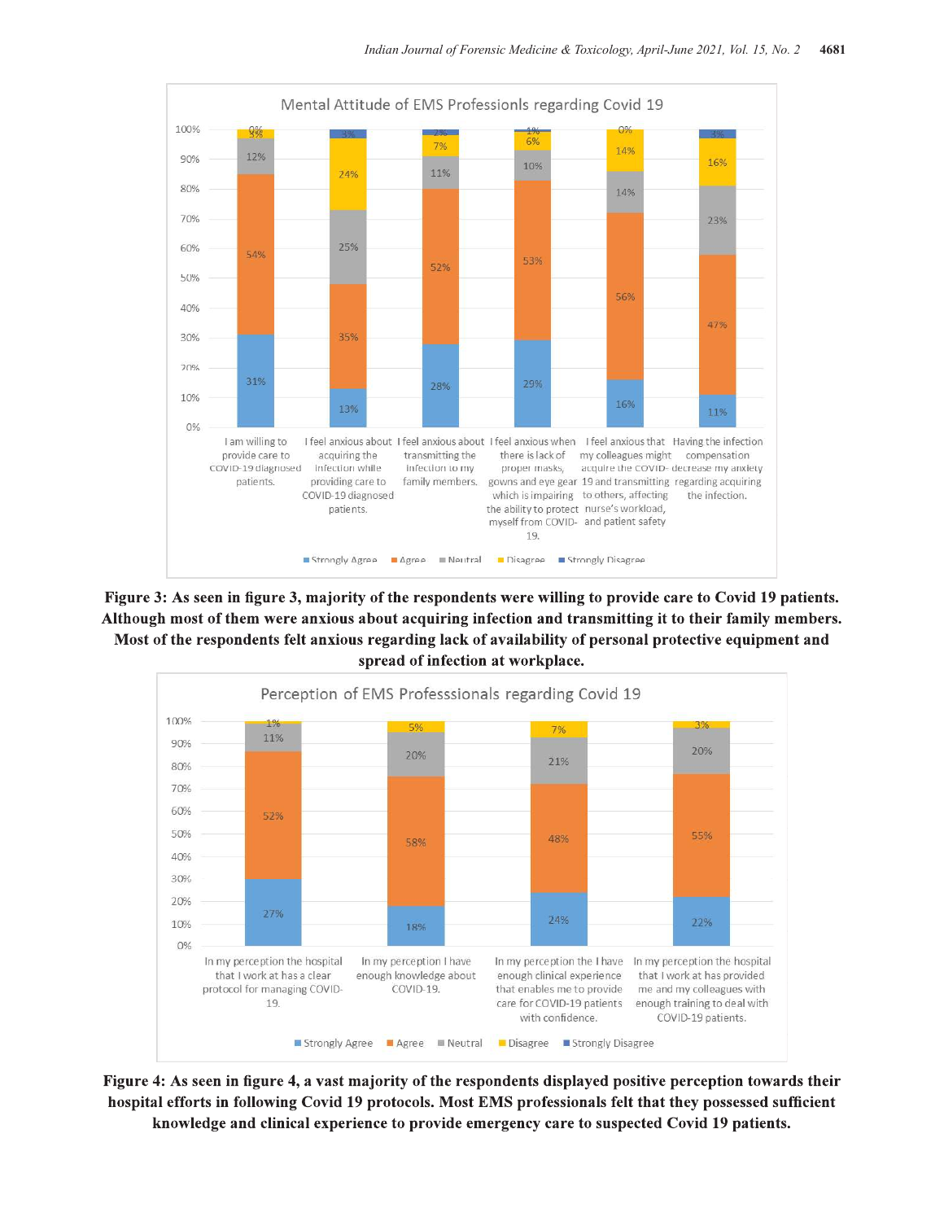**Figure 3: As seen in figure 3, majority of the respondents were willing to provide care to Covid 19 patients. Although most of them were anxious about acquiring infection and transmitting it to their family members. Most of the respondents felt anxious regarding lack of availability of personal protective equipment and spread of infection at workplace.**

**Figure 4: As seen in figure 4, a vast majority of the respondents displayed positive perception towards their hospital efforts in following Covid 19 protocols. Most EMS professionals felt that they possessed sufficient knowledge and clinical experience to provide emergency care to suspected Covid 19 patients.**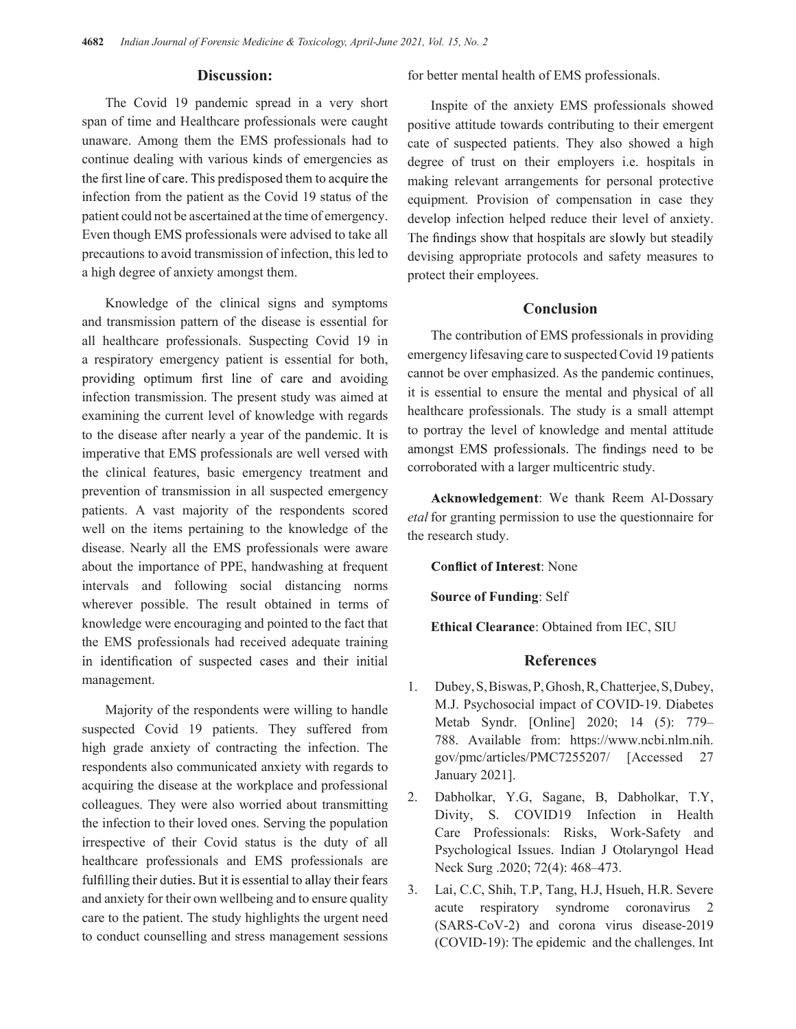## Discussion:

The Covid 19 pandemic spread in a very short span of time and Healthcare professionals were caught unaware. Among them the EMS professionals had to continue dealing with various kinds of emergencies as the first line of care. This predisposed them to acquire the infection from the patient as the Covid 19 status of the patient could not be ascertained at the time of emergency. Even though EMS professionals were advised to take all precautions to avoid transmission of infection, this led to a high degree of anxiety amongst them.

Knowledge of the clinical signs and symptoms and transmission pattern of the disease is essential for all healthcare professionals. Suspecting Covid 19 in a respiratory emergency patient is essential for both, providing optimum first line of care and avoiding infection transmission. The present study was aimed at examining the current level of knowledge with regards to the disease after nearly a year of the pandemic. It is imperative that EMS professionals are well versed with the clinical features, basic emergency treatment and prevention of transmission in all suspected emergency patients. A vast majority of the respondents scored well on the items pertaining to the knowledge of the disease. Nearly all the EMS professionals were aware about the importance of PPE, handwashing at frequent intervals and following social distancing norms wherever possible. The result obtained in terms of knowledge were encouraging and pointed to the fact that the EMS professionals had received adequate training in identification of suspected cases and their initial management.

Majority of the respondents were willing to handle suspected Covid 19 patients. They suffered from high grade anxiety of contracting the infection. The respondents also communicated anxiety with regards to acquiring the disease at the workplace and professional colleagues. They were also worried about transmitting the infection to their loved ones. Serving the population irrespective of their Covid status is the duty of all healthcare professionals and EMS professionals are fulfilling their duties. But it is essential to allay their fears and anxiety for their own wellbeing and to ensure quality care to the patient. The study highlights the urgent need to conduct counselling and stress management sessions for better mental health of EMS professionals.

Inspite of the anxiety EMS professionals showed positive attitude towards contributing to their emergent cate of suspected patients. They also showed a high degree of trust on their employers i.e. hospitals in making relevant arrangements for personal protective equipment. Provision of compensation in case they develop infection helped reduce their level of anxiety. The findings show that hospitals are slowly but steadily devising appropriate protocols and safety measures to protect their employees.

## Conclusion

The contribution of EMS professionals in providing emergency lifesaving care to suspected Covid 19 patients cannot be over emphasized. As the pandemic continues, it is essential to ensure the mental and physical of all healthcare professionals. The study is a small attempt to portray the level of knowledge and mental attitude amongst EMS professionals. The findings need to be corroborated with a larger multicentric study.

**Acknowledgement**: We thank Reem Al-Dossary *etal* for granting permission to use the questionnaire for the research study.

**Conflict of Interest**: None

**Source of Funding**: Self

**Ethical Clearance**: Obtained from IEC, SIU

## References

1. Dubey, S, Biswas, P, Ghosh, R, Chatterjee, S, Dubey, M.J. Psychosocial impact of COVID-19. Diabetes Metab Syndr. [Online] 2020; 14 (5): 779–788. Available from: https://www.ncbi.nlm.nih.gov/pmc/articles/PMC7255207/ [Accessed 27 January 2021].
2. Dabholkar, Y.G, Sagane, B, Dabholkar, T.Y, Divity, S. COVID19 Infection in Health Care Professionals: Risks, Work-Safety and Psychological Issues. Indian J Otolaryngol Head Neck Surg .2020; 72(4): 468–473.
3. Lai, C.C, Shih, T.P, Tang, H.J, Hsueh, H.R. Severe acute respiratory syndrome coronavirus 2 (SARS-CoV-2) and corona virus disease-2019 (COVID-19): The epidemic and the challenges. Int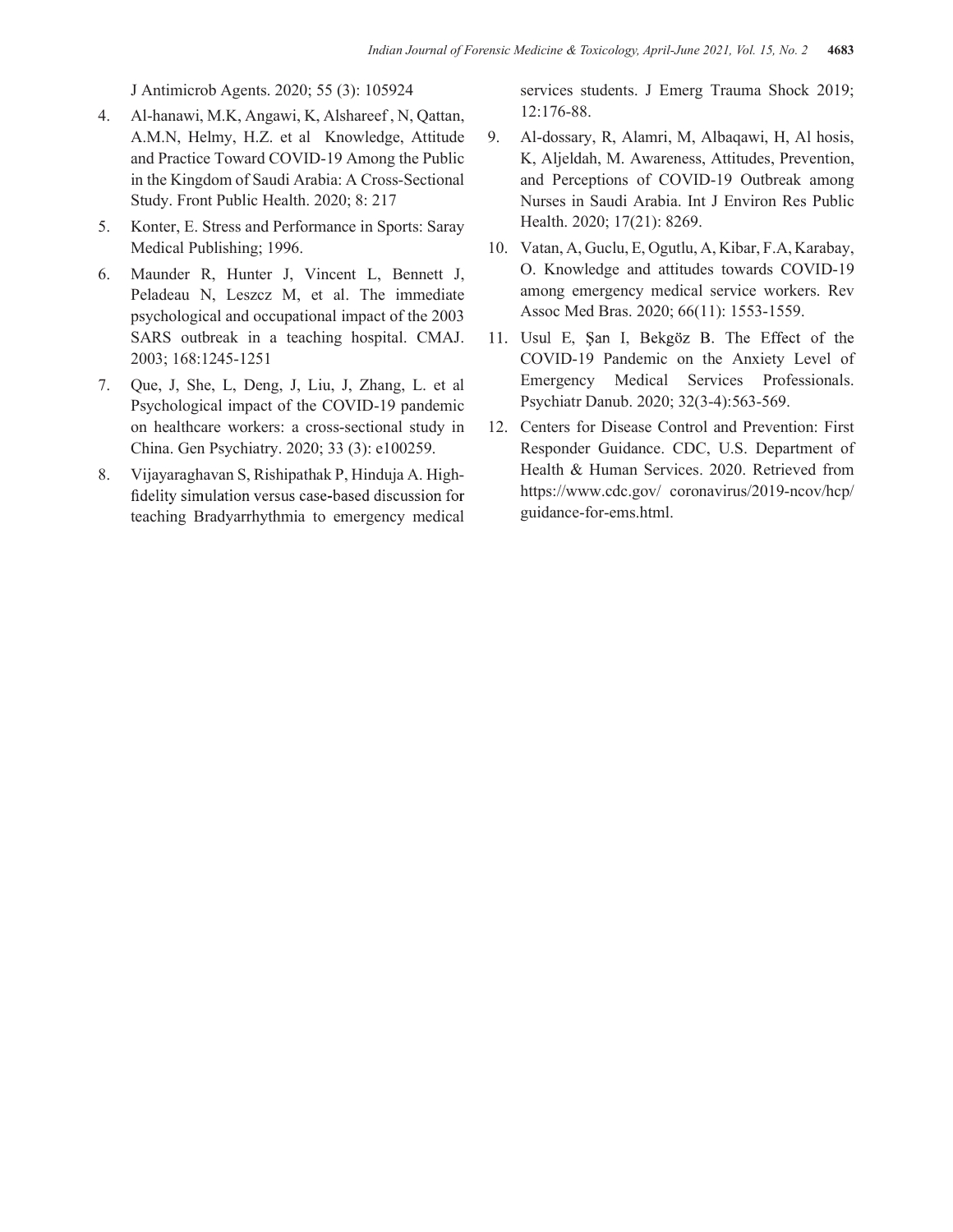J Antimicrob Agents. 2020; 55 (3): 105924

4. Al-hanawi, M.K, Angawi, K, Alshareef , N, Qattan, A.M.N, Helmy, H.Z. et al Knowledge, Attitude and Practice Toward COVID-19 Among the Public in the Kingdom of Saudi Arabia: A Cross-Sectional Study. Front Public Health. 2020; 8: 217
5. Konter, E. Stress and Performance in Sports: Saray Medical Publishing; 1996.
6. Maunder R, Hunter J, Vincent L, Bennett J, Peladeau N, Leszcz M, et al. The immediate psychological and occupational impact of the 2003 SARS outbreak in a teaching hospital. CMAJ. 2003; 168:1245-1251
7. Que, J, She, L, Deng, J, Liu, J, Zhang, L. et al Psychological impact of the COVID-19 pandemic on healthcare workers: a cross-sectional study in China. Gen Psychiatry. 2020; 33 (3): e100259.
8. Vijayaraghavan S, Rishipathak P, Hinduja A. High-fidelity simulation versus case-based discussion for teaching Bradyarrhythmia to emergency medical services students. J Emerg Trauma Shock 2019; 12:176-88.
9. Al-dossary, R, Alamri, M, Albaqawi, H, Al hosis, K, Aljeldah, M. Awareness, Attitudes, Prevention, and Perceptions of COVID-19 Outbreak among Nurses in Saudi Arabia. Int J Environ Res Public Health. 2020; 17(21): 8269.
10. Vatan, A, Guclu, E, Ogutlu, A, Kibar, F.A, Karabay, O. Knowledge and attitudes towards COVID-19 among emergency medical service workers. Rev Assoc Med Bras. 2020; 66(11): 1553-1559.
11. Usul E, Şan I, Bekgöz B. The Effect of the COVID-19 Pandemic on the Anxiety Level of Emergency Medical Services Professionals. Psychiatr Danub. 2020; 32(3-4):563-569.
12. Centers for Disease Control and Prevention: First Responder Guidance. CDC, U.S. Department of Health & Human Services. 2020. Retrieved from https://www.cdc.gov/ coronavirus/2019-ncov/hcp/guidance-for-ems.html.